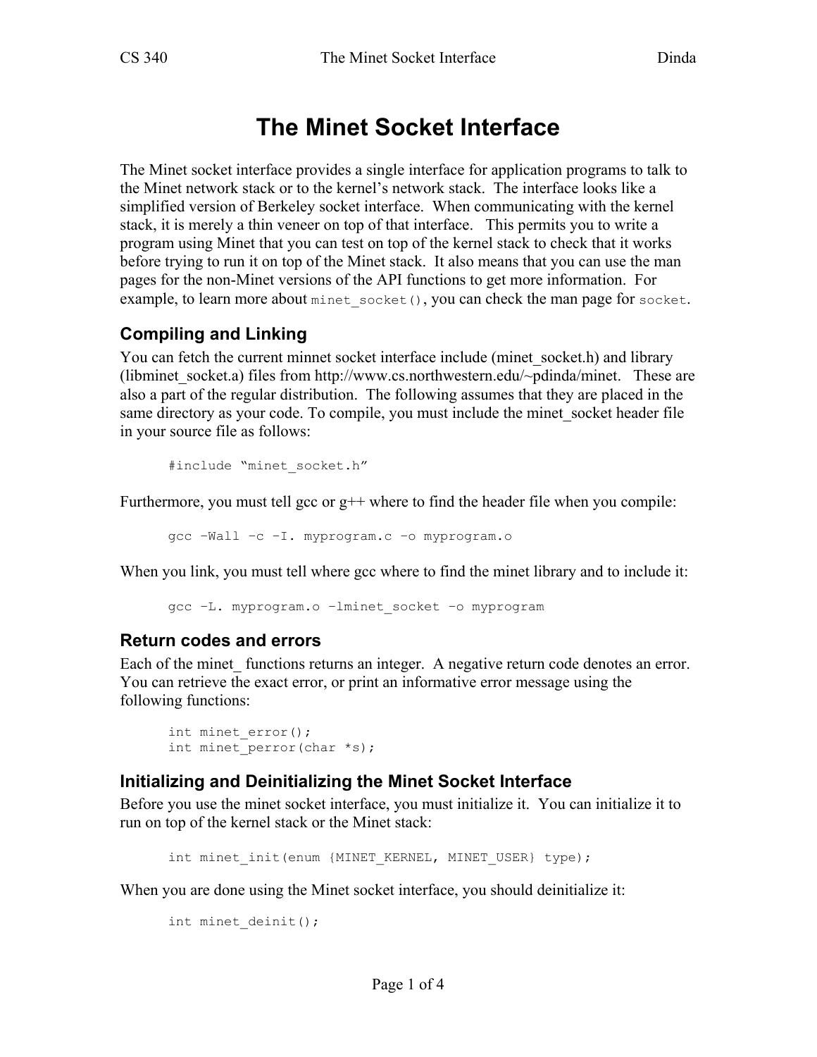# The Minet Socket Interface

The Minet socket interface provides a single interface for application programs to talk to the Minet network stack or to the kernel's network stack. The interface looks like a simplified version of Berkeley socket interface. When communicating with the kernel stack, it is merely a thin veneer on top of that interface. This permits you to write a program using Minet that you can test on top of the kernel stack to check that it works before trying to run it on top of the Minet stack. It also means that you can use the man pages for the non-Minet versions of the API functions to get more information. For example, to learn more about `minet_socket()`, you can check the man page for `socket`.

## Compiling and Linking

You can fetch the current minnet socket interface include (minet_socket.h) and library (libminet_socket.a) files from http://www.cs.northwestern.edu/~pdinda/minet. These are also a part of the regular distribution. The following assumes that they are placed in the same directory as your code. To compile, you must include the minet_socket header file in your source file as follows:

```
#include "minet_socket.h"
```

Furthermore, you must tell gcc or g++ where to find the header file when you compile:

```
gcc –Wall –c –I. myprogram.c –o myprogram.o
```

When you link, you must tell where gcc where to find the minet library and to include it:

```
gcc –L. myprogram.o –lminet_socket –o myprogram
```

## Return codes and errors

Each of the minet_ functions returns an integer. A negative return code denotes an error. You can retrieve the exact error, or print an informative error message using the following functions:

```
int minet_error();
int minet_perror(char *s);
```

## Initializing and Deinitializing the Minet Socket Interface

Before you use the minet socket interface, you must initialize it. You can initialize it to run on top of the kernel stack or the Minet stack:

```
int minet_init(enum {MINET_KERNEL, MINET_USER} type);
```

When you are done using the Minet socket interface, you should deinitialize it:

```
int minet_deinit();
```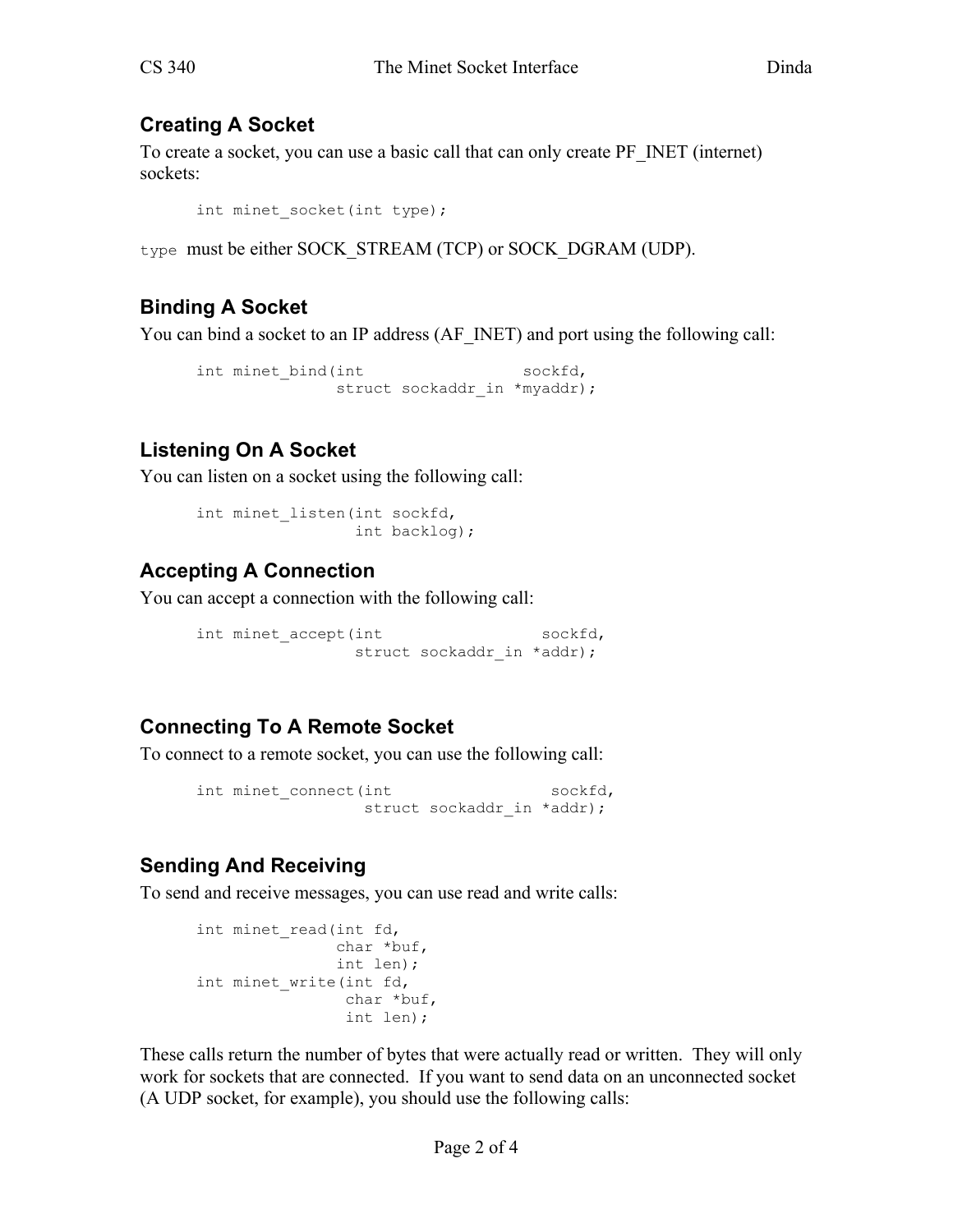### Creating A Socket

To create a socket, you can use a basic call that can only create PF_INET (internet) sockets:

```
int minet_socket(int type);
```

`type` must be either SOCK_STREAM (TCP) or SOCK_DGRAM (UDP).

### Binding A Socket

You can bind a socket to an IP address (AF_INET) and port using the following call:

```
int minet_bind(int                 sockfd,
               struct sockaddr_in *myaddr);
```

### Listening On A Socket

You can listen on a socket using the following call:

```
int minet_listen(int sockfd,
                 int backlog);
```

### Accepting A Connection

You can accept a connection with the following call:

```
int minet_accept(int                 sockfd,
                 struct sockaddr_in *addr);
```

### Connecting To A Remote Socket

To connect to a remote socket, you can use the following call:

```
int minet_connect(int                 sockfd,
                  struct sockaddr_in *addr);
```

### Sending And Receiving

To send and receive messages, you can use read and write calls:

```
int minet_read(int fd,
               char *buf,
               int len);
int minet_write(int fd,
                char *buf,
                int len);
```

These calls return the number of bytes that were actually read or written. They will only work for sockets that are connected. If you want to send data on an unconnected socket (A UDP socket, for example), you should use the following calls: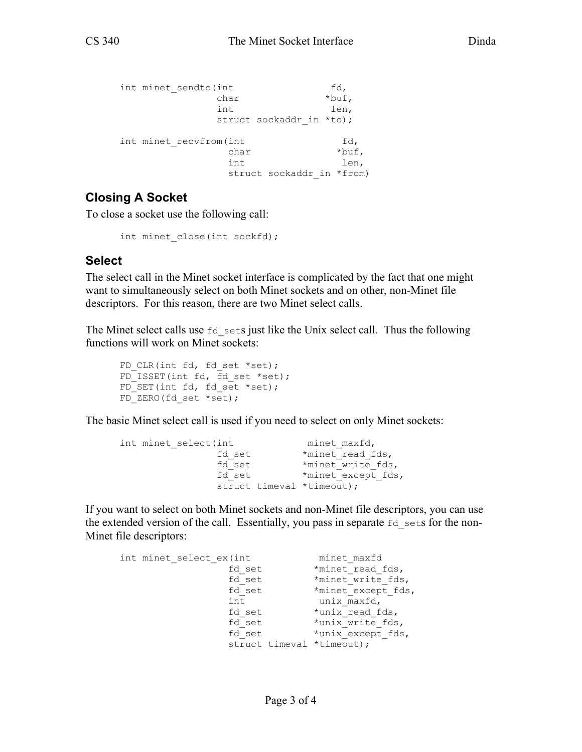```
int minet_sendto(int                fd,
                 char               *buf,
                 int                len,
                 struct sockaddr_in *to);

int minet_recvfrom(int                fd,
                   char               *buf,
                   int                len,
                   struct sockaddr_in *from)
```

## Closing A Socket

To close a socket use the following call:

```
int minet_close(int sockfd);
```

## Select

The select call in the Minet socket interface is complicated by the fact that one might want to simultaneously select on both Minet sockets and on other, non-Minet file descriptors. For this reason, there are two Minet select calls.

The Minet select calls use `fd_set`s just like the Unix select call. Thus the following functions will work on Minet sockets:

```
FD_CLR(int fd, fd_set *set);
FD_ISSET(int fd, fd_set *set);
FD_SET(int fd, fd_set *set);
FD_ZERO(fd_set *set);
```

The basic Minet select call is used if you need to select on only Minet sockets:

```
int minet_select(int             minet_maxfd,
                 fd_set         *minet_read_fds,
                 fd_set         *minet_write_fds,
                 fd_set         *minet_except_fds,
                 struct timeval *timeout);
```

If you want to select on both Minet sockets and non-Minet file descriptors, you can use the extended version of the call. Essentially, you pass in separate `fd_set`s for the non-Minet file descriptors:

```
int minet_select_ex(int             minet_maxfd
                    fd_set         *minet_read_fds,
                    fd_set         *minet_write_fds,
                    fd_set         *minet_except_fds,
                    int             unix_maxfd,
                    fd_set         *unix_read_fds,
                    fd_set         *unix_write_fds,
                    fd_set         *unix_except_fds,
                    struct timeval *timeout);
```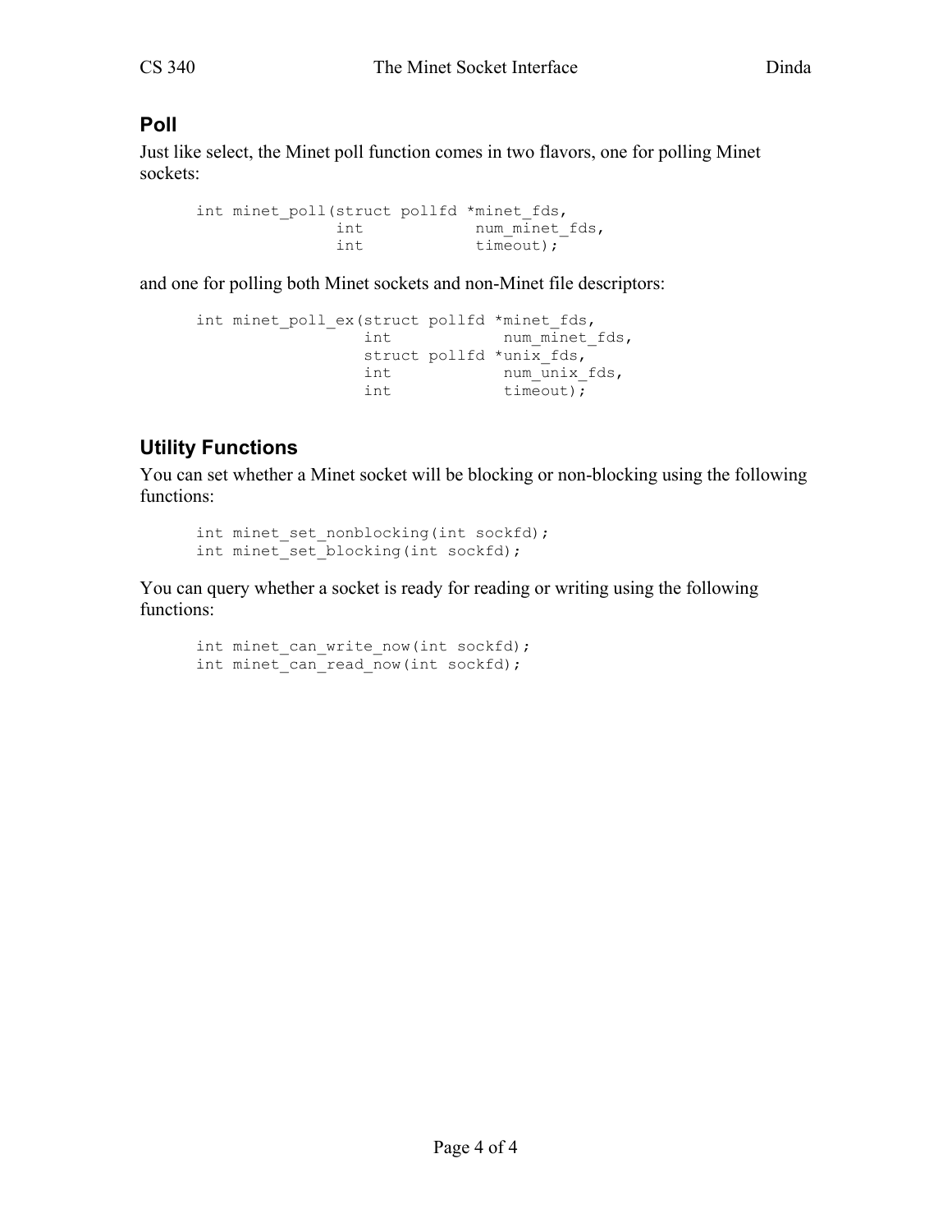## Poll

Just like select, the Minet poll function comes in two flavors, one for polling Minet sockets:

```
int minet_poll(struct pollfd *minet_fds,
               int            num_minet_fds,
               int            timeout);
```

and one for polling both Minet sockets and non-Minet file descriptors:

```
int minet_poll_ex(struct pollfd *minet_fds,
                  int            num_minet_fds,
                  struct pollfd *unix_fds,
                  int            num_unix_fds,
                  int            timeout);
```

## Utility Functions

You can set whether a Minet socket will be blocking or non-blocking using the following functions:

```
int minet_set_nonblocking(int sockfd);
int minet_set_blocking(int sockfd);
```

You can query whether a socket is ready for reading or writing using the following functions:

```
int minet_can_write_now(int sockfd);
int minet_can_read_now(int sockfd);
```